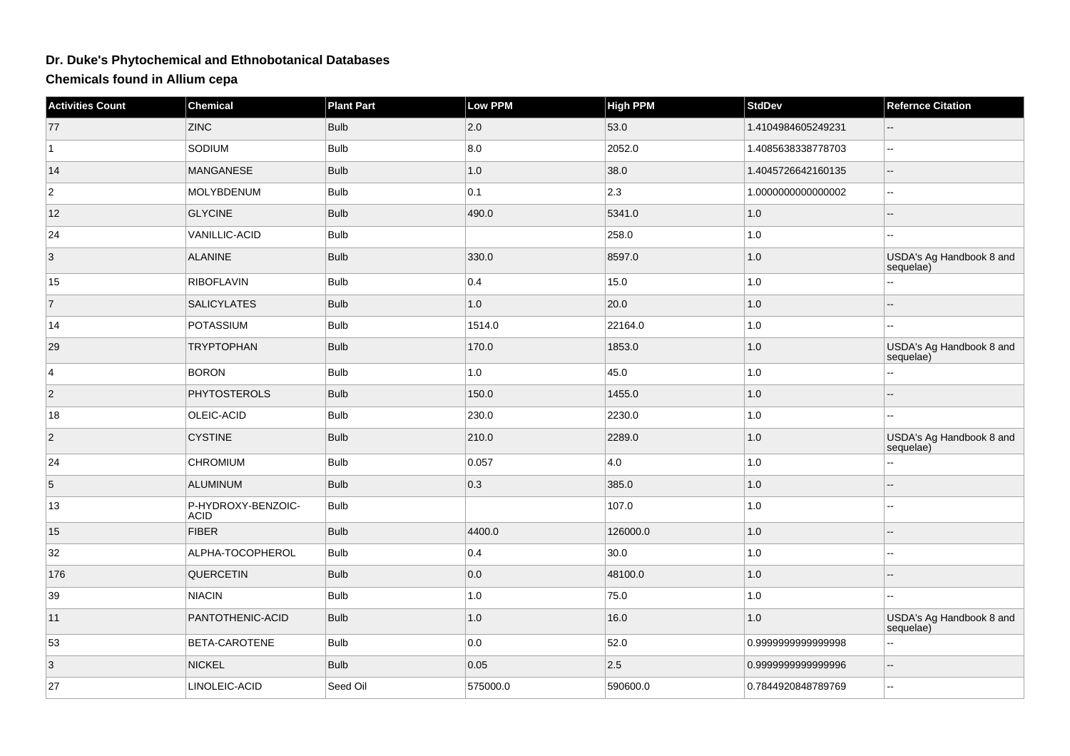# Dr. Duke's Phytochemical and Ethnobotanical Databases

## Chemicals found in Allium cepa

| Activities Count | Chemical | Plant Part | Low PPM | High PPM | StdDev | Refernce Citation |
|---|---|---|---|---|---|---|
| 77 | ZINC | Bulb | 2.0 | 53.0 | 1.4104984605249231 | -- |
| 1 | SODIUM | Bulb | 8.0 | 2052.0 | 1.4085638338778703 | -- |
| 14 | MANGANESE | Bulb | 1.0 | 38.0 | 1.4045726642160135 | -- |
| 2 | MOLYBDENUM | Bulb | 0.1 | 2.3 | 1.0000000000000002 | -- |
| 12 | GLYCINE | Bulb | 490.0 | 5341.0 | 1.0 | -- |
| 24 | VANILLIC-ACID | Bulb | | 258.0 | 1.0 | -- |
| 3 | ALANINE | Bulb | 330.0 | 8597.0 | 1.0 | USDA's Ag Handbook 8 and sequelae) |
| 15 | RIBOFLAVIN | Bulb | 0.4 | 15.0 | 1.0 | -- |
| 7 | SALICYLATES | Bulb | 1.0 | 20.0 | 1.0 | -- |
| 14 | POTASSIUM | Bulb | 1514.0 | 22164.0 | 1.0 | -- |
| 29 | TRYPTOPHAN | Bulb | 170.0 | 1853.0 | 1.0 | USDA's Ag Handbook 8 and sequelae) |
| 4 | BORON | Bulb | 1.0 | 45.0 | 1.0 | -- |
| 2 | PHYTOSTEROLS | Bulb | 150.0 | 1455.0 | 1.0 | -- |
| 18 | OLEIC-ACID | Bulb | 230.0 | 2230.0 | 1.0 | -- |
| 2 | CYSTINE | Bulb | 210.0 | 2289.0 | 1.0 | USDA's Ag Handbook 8 and sequelae) |
| 24 | CHROMIUM | Bulb | 0.057 | 4.0 | 1.0 | -- |
| 5 | ALUMINUM | Bulb | 0.3 | 385.0 | 1.0 | -- |
| 13 | P-HYDROXY-BENZOIC-ACID | Bulb | | 107.0 | 1.0 | -- |
| 15 | FIBER | Bulb | 4400.0 | 126000.0 | 1.0 | -- |
| 32 | ALPHA-TOCOPHEROL | Bulb | 0.4 | 30.0 | 1.0 | -- |
| 176 | QUERCETIN | Bulb | 0.0 | 48100.0 | 1.0 | -- |
| 39 | NIACIN | Bulb | 1.0 | 75.0 | 1.0 | -- |
| 11 | PANTOTHENIC-ACID | Bulb | 1.0 | 16.0 | 1.0 | USDA's Ag Handbook 8 and sequelae) |
| 53 | BETA-CAROTENE | Bulb | 0.0 | 52.0 | 0.9999999999999998 | -- |
| 3 | NICKEL | Bulb | 0.05 | 2.5 | 0.9999999999999996 | -- |
| 27 | LINOLEIC-ACID | Seed Oil | 575000.0 | 590600.0 | 0.7844920848789769 | -- |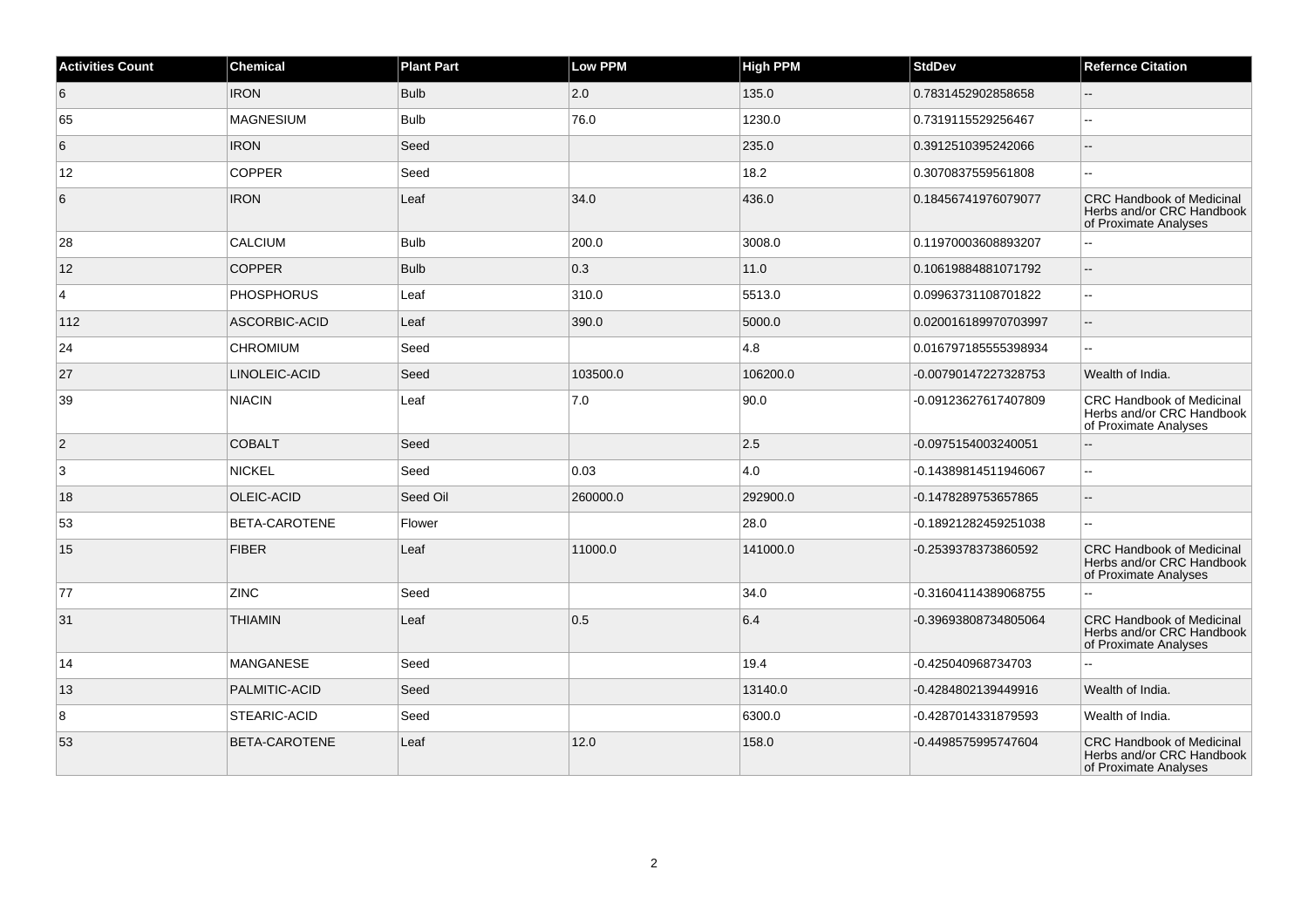| Activities Count | Chemical | Plant Part | Low PPM | High PPM | StdDev | Refernce Citation |
|---|---|---|---|---|---|---|
| 6 | IRON | Bulb | 2.0 | 135.0 | 0.7831452902858658 | -- |
| 65 | MAGNESIUM | Bulb | 76.0 | 1230.0 | 0.7319115529256467 | -- |
| 6 | IRON | Seed | | 235.0 | 0.3912510395242066 | -- |
| 12 | COPPER | Seed | | 18.2 | 0.3070837559561808 | -- |
| 6 | IRON | Leaf | 34.0 | 436.0 | 0.18456741976079077 | CRC Handbook of Medicinal Herbs and/or CRC Handbook of Proximate Analyses |
| 28 | CALCIUM | Bulb | 200.0 | 3008.0 | 0.11970003608893207 | -- |
| 12 | COPPER | Bulb | 0.3 | 11.0 | 0.10619884881071792 | -- |
| 4 | PHOSPHORUS | Leaf | 310.0 | 5513.0 | 0.09963731108701822 | -- |
| 112 | ASCORBIC-ACID | Leaf | 390.0 | 5000.0 | 0.020016189970703997 | -- |
| 24 | CHROMIUM | Seed | | 4.8 | 0.016797185555398934 | -- |
| 27 | LINOLEIC-ACID | Seed | 103500.0 | 106200.0 | -0.00790147227328753 | Wealth of India. |
| 39 | NIACIN | Leaf | 7.0 | 90.0 | -0.09123627617407809 | CRC Handbook of Medicinal Herbs and/or CRC Handbook of Proximate Analyses |
| 2 | COBALT | Seed | | 2.5 | -0.0975154003240051 | -- |
| 3 | NICKEL | Seed | 0.03 | 4.0 | -0.14389814511946067 | -- |
| 18 | OLEIC-ACID | Seed Oil | 260000.0 | 292900.0 | -0.1478289753657865 | -- |
| 53 | BETA-CAROTENE | Flower | | 28.0 | -0.18921282459251038 | -- |
| 15 | FIBER | Leaf | 11000.0 | 141000.0 | -0.2539378373860592 | CRC Handbook of Medicinal Herbs and/or CRC Handbook of Proximate Analyses |
| 77 | ZINC | Seed | | 34.0 | -0.31604114389068755 | -- |
| 31 | THIAMIN | Leaf | 0.5 | 6.4 | -0.39693808734805064 | CRC Handbook of Medicinal Herbs and/or CRC Handbook of Proximate Analyses |
| 14 | MANGANESE | Seed | | 19.4 | -0.425040968734703 | -- |
| 13 | PALMITIC-ACID | Seed | | 13140.0 | -0.4284802139449916 | Wealth of India. |
| 8 | STEARIC-ACID | Seed | | 6300.0 | -0.4287014331879593 | Wealth of India. |
| 53 | BETA-CAROTENE | Leaf | 12.0 | 158.0 | -0.4498575995747604 | CRC Handbook of Medicinal Herbs and/or CRC Handbook of Proximate Analyses |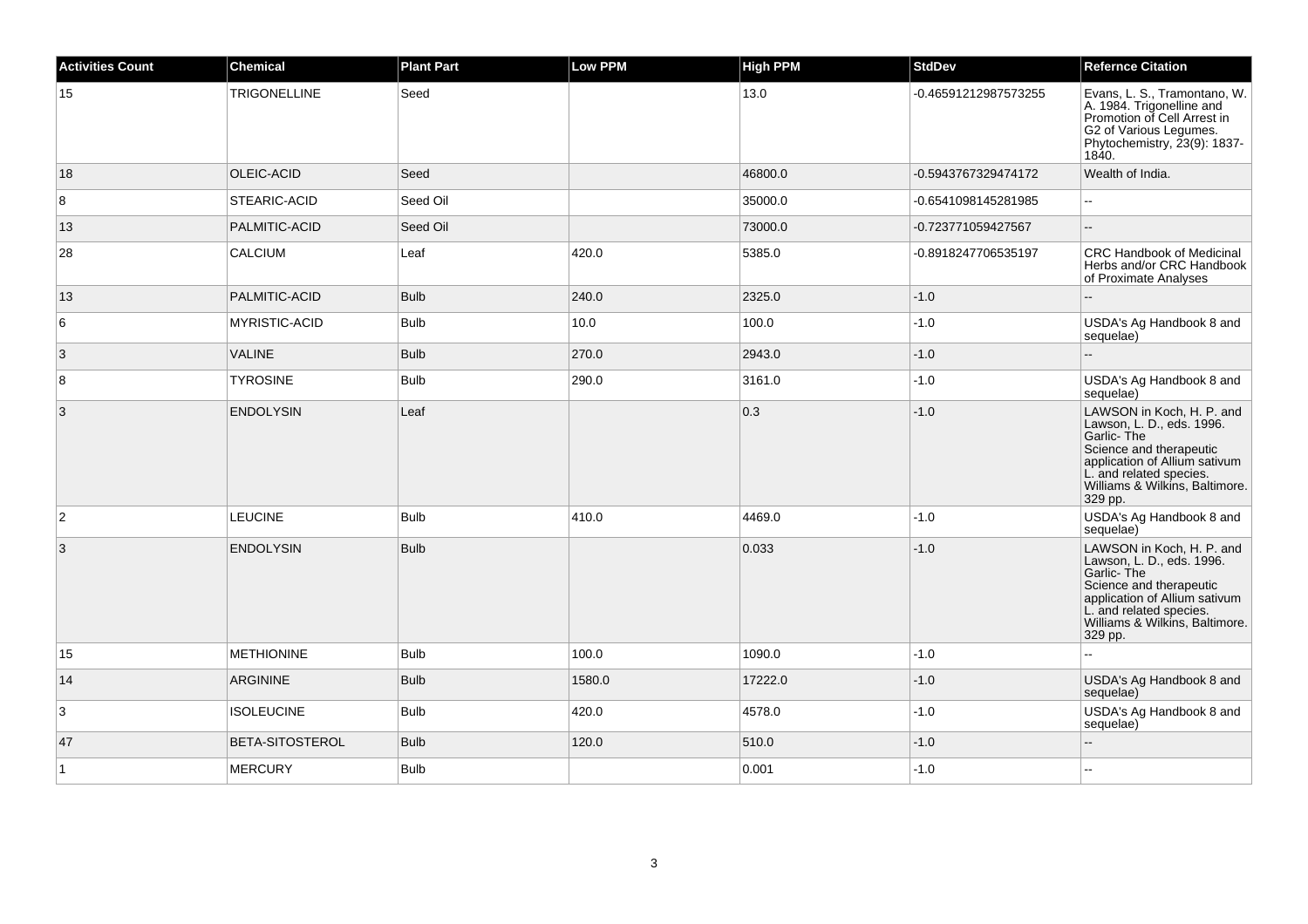| Activities Count | Chemical | Plant Part | Low PPM | High PPM | StdDev | Refernce Citation |
|---|---|---|---|---|---|---|
| 15 | TRIGONELLINE | Seed | | 13.0 | -0.46591212987573255 | Evans, L. S., Tramontano, W. A. 1984. Trigonelline and Promotion of Cell Arrest in G2 of Various Legumes. Phytochemistry, 23(9): 1837-1840. |
| 18 | OLEIC-ACID | Seed | | 46800.0 | -0.5943767329474172 | Wealth of India. |
| 8 | STEARIC-ACID | Seed Oil | | 35000.0 | -0.6541098145281985 | -- |
| 13 | PALMITIC-ACID | Seed Oil | | 73000.0 | -0.723771059427567 | -- |
| 28 | CALCIUM | Leaf | 420.0 | 5385.0 | -0.8918247706535197 | CRC Handbook of Medicinal Herbs and/or CRC Handbook of Proximate Analyses |
| 13 | PALMITIC-ACID | Bulb | 240.0 | 2325.0 | -1.0 | -- |
| 6 | MYRISTIC-ACID | Bulb | 10.0 | 100.0 | -1.0 | USDA's Ag Handbook 8 and sequelae) |
| 3 | VALINE | Bulb | 270.0 | 2943.0 | -1.0 | -- |
| 8 | TYROSINE | Bulb | 290.0 | 3161.0 | -1.0 | USDA's Ag Handbook 8 and sequelae) |
| 3 | ENDOLYSIN | Leaf | | 0.3 | -1.0 | LAWSON in Koch, H. P. and Lawson, L. D., eds. 1996. Garlic- The Science and therapeutic application of Allium sativum L. and related species. Williams & Wilkins, Baltimore. 329 pp. |
| 2 | LEUCINE | Bulb | 410.0 | 4469.0 | -1.0 | USDA's Ag Handbook 8 and sequelae) |
| 3 | ENDOLYSIN | Bulb | | 0.033 | -1.0 | LAWSON in Koch, H. P. and Lawson, L. D., eds. 1996. Garlic- The Science and therapeutic application of Allium sativum L. and related species. Williams & Wilkins, Baltimore. 329 pp. |
| 15 | METHIONINE | Bulb | 100.0 | 1090.0 | -1.0 | -- |
| 14 | ARGININE | Bulb | 1580.0 | 17222.0 | -1.0 | USDA's Ag Handbook 8 and sequelae) |
| 3 | ISOLEUCINE | Bulb | 420.0 | 4578.0 | -1.0 | USDA's Ag Handbook 8 and sequelae) |
| 47 | BETA-SITOSTEROL | Bulb | 120.0 | 510.0 | -1.0 | -- |
| 1 | MERCURY | Bulb | | 0.001 | -1.0 | -- |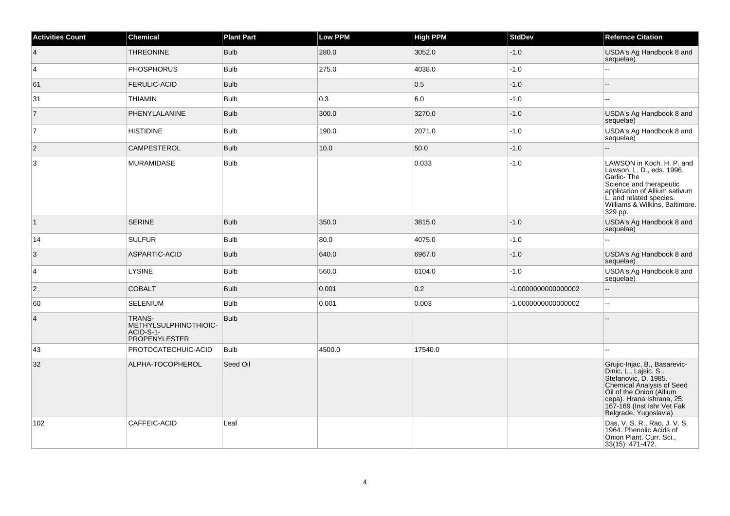| Activities Count | Chemical | Plant Part | Low PPM | High PPM | StdDev | Refernce Citation |
|---|---|---|---|---|---|---|
| 4 | THREONINE | Bulb | 280.0 | 3052.0 | -1.0 | USDA's Ag Handbook 8 and sequelae) |
| 4 | PHOSPHORUS | Bulb | 275.0 | 4038.0 | -1.0 | -- |
| 61 | FERULIC-ACID | Bulb | | 0.5 | -1.0 | -- |
| 31 | THIAMIN | Bulb | 0.3 | 6.0 | -1.0 | -- |
| 7 | PHENYLALANINE | Bulb | 300.0 | 3270.0 | -1.0 | USDA's Ag Handbook 8 and sequelae) |
| 7 | HISTIDINE | Bulb | 190.0 | 2071.0 | -1.0 | USDA's Ag Handbook 8 and sequelae) |
| 2 | CAMPESTEROL | Bulb | 10.0 | 50.0 | -1.0 | -- |
| 3 | MURAMIDASE | Bulb | | 0.033 | -1.0 | LAWSON in Koch, H. P. and Lawson, L. D., eds. 1996. Garlic- The Science and therapeutic application of Allium sativum L. and related species. Williams & Wilkins, Baltimore. 329 pp. |
| 1 | SERINE | Bulb | 350.0 | 3815.0 | -1.0 | USDA's Ag Handbook 8 and sequelae) |
| 14 | SULFUR | Bulb | 80.0 | 4075.0 | -1.0 | -- |
| 3 | ASPARTIC-ACID | Bulb | 640.0 | 6967.0 | -1.0 | USDA's Ag Handbook 8 and sequelae) |
| 4 | LYSINE | Bulb | 560.0 | 6104.0 | -1.0 | USDA's Ag Handbook 8 and sequelae) |
| 2 | COBALT | Bulb | 0.001 | 0.2 | -1.0000000000000002 | -- |
| 60 | SELENIUM | Bulb | 0.001 | 0.003 | -1.0000000000000002 | -- |
| 4 | TRANS-METHYLSULPHINOTHIOIC-ACID-S-1-PROPENYLESTER | Bulb | | | | -- |
| 43 | PROTOCATECHUIC-ACID | Bulb | 4500.0 | 17540.0 | | -- |
| 32 | ALPHA-TOCOPHEROL | Seed Oil | | | | Grujic-Injac, B., Basarevic-Dinic, L., Lajsic, S., Stefanovic, D. 1985. Chemical Analysis of Seed Oil of the Onion (Allium cepa). Hrana Ishrana, 25: 167-169 (Inst Ishr Vet Fak Belgrade, Yugoslavia) |
| 102 | CAFFEIC-ACID | Leaf | | | | Das, V. S. R., Rao, J. V. S. 1964. Phenolic Acids of Onion Plant. Curr. Sci., 33(15): 471-472. |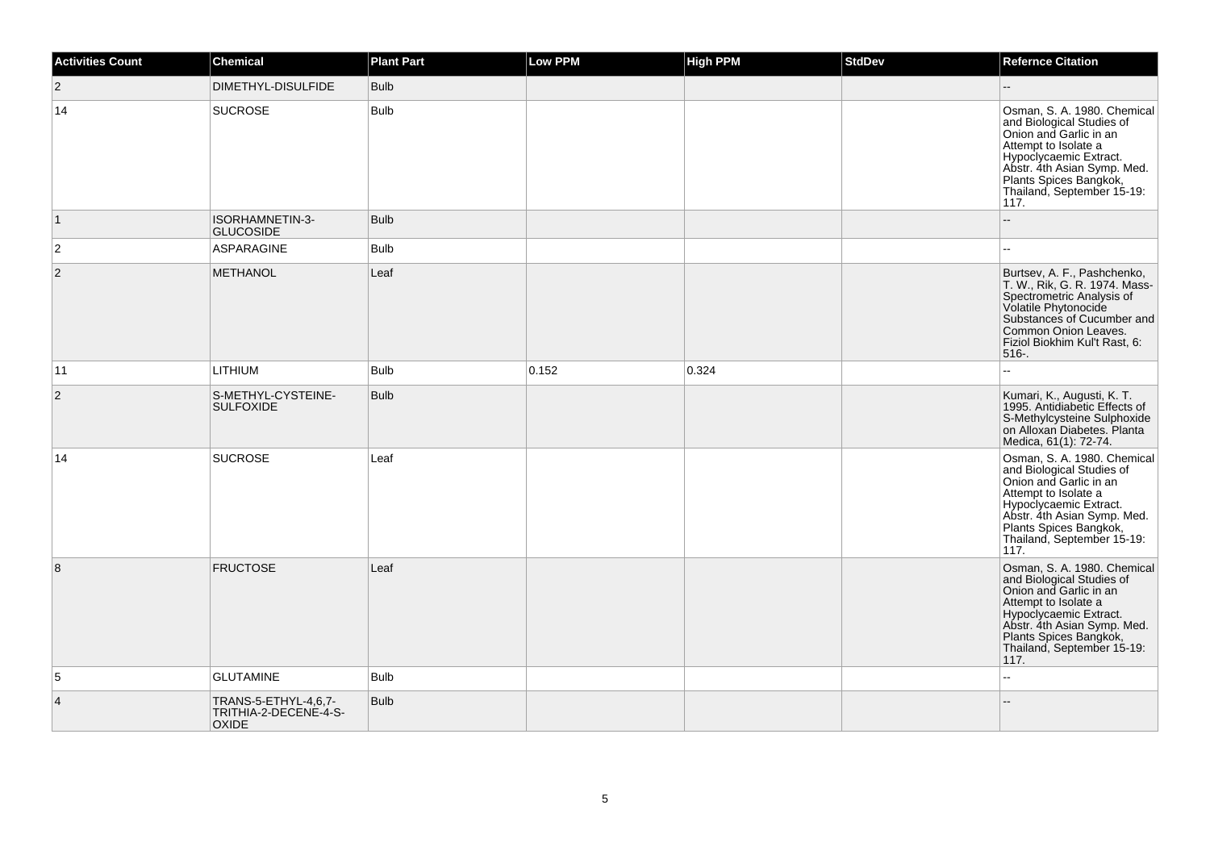| Activities Count | Chemical | Plant Part | Low PPM | High PPM | StdDev | Refernce Citation |
|---|---|---|---|---|---|---|
| 2 | DIMETHYL-DISULFIDE | Bulb | | | | -- |
| 14 | SUCROSE | Bulb | | | | Osman, S. A. 1980. Chemical and Biological Studies of Onion and Garlic in an Attempt to Isolate a Hypoclycaemic Extract. Abstr. 4th Asian Symp. Med. Plants Spices Bangkok, Thailand, September 15-19: 117. |
| 1 | ISORHAMNETIN-3-GLUCOSIDE | Bulb | | | | -- |
| 2 | ASPARAGINE | Bulb | | | | -- |
| 2 | METHANOL | Leaf | | | | Burtsev, A. F., Pashchenko, T. W., Rik, G. R. 1974. Mass-Spectrometric Analysis of Volatile Phytonocide Substances of Cucumber and Common Onion Leaves. Fiziol Biokhim Kul't Rast, 6: 516-. |
| 11 | LITHIUM | Bulb | 0.152 | 0.324 | | -- |
| 2 | S-METHYL-CYSTEINE-SULFOXIDE | Bulb | | | | Kumari, K., Augusti, K. T. 1995. Antidiabetic Effects of S-Methylcysteine Sulphoxide on Alloxan Diabetes. Planta Medica, 61(1): 72-74. |
| 14 | SUCROSE | Leaf | | | | Osman, S. A. 1980. Chemical and Biological Studies of Onion and Garlic in an Attempt to Isolate a Hypoclycaemic Extract. Abstr. 4th Asian Symp. Med. Plants Spices Bangkok, Thailand, September 15-19: 117. |
| 8 | FRUCTOSE | Leaf | | | | Osman, S. A. 1980. Chemical and Biological Studies of Onion and Garlic in an Attempt to Isolate a Hypoclycaemic Extract. Abstr. 4th Asian Symp. Med. Plants Spices Bangkok, Thailand, September 15-19: 117. |
| 5 | GLUTAMINE | Bulb | | | | -- |
| 4 | TRANS-5-ETHYL-4,6,7-TRITHIA-2-DECENE-4-S-OXIDE | Bulb | | | | -- |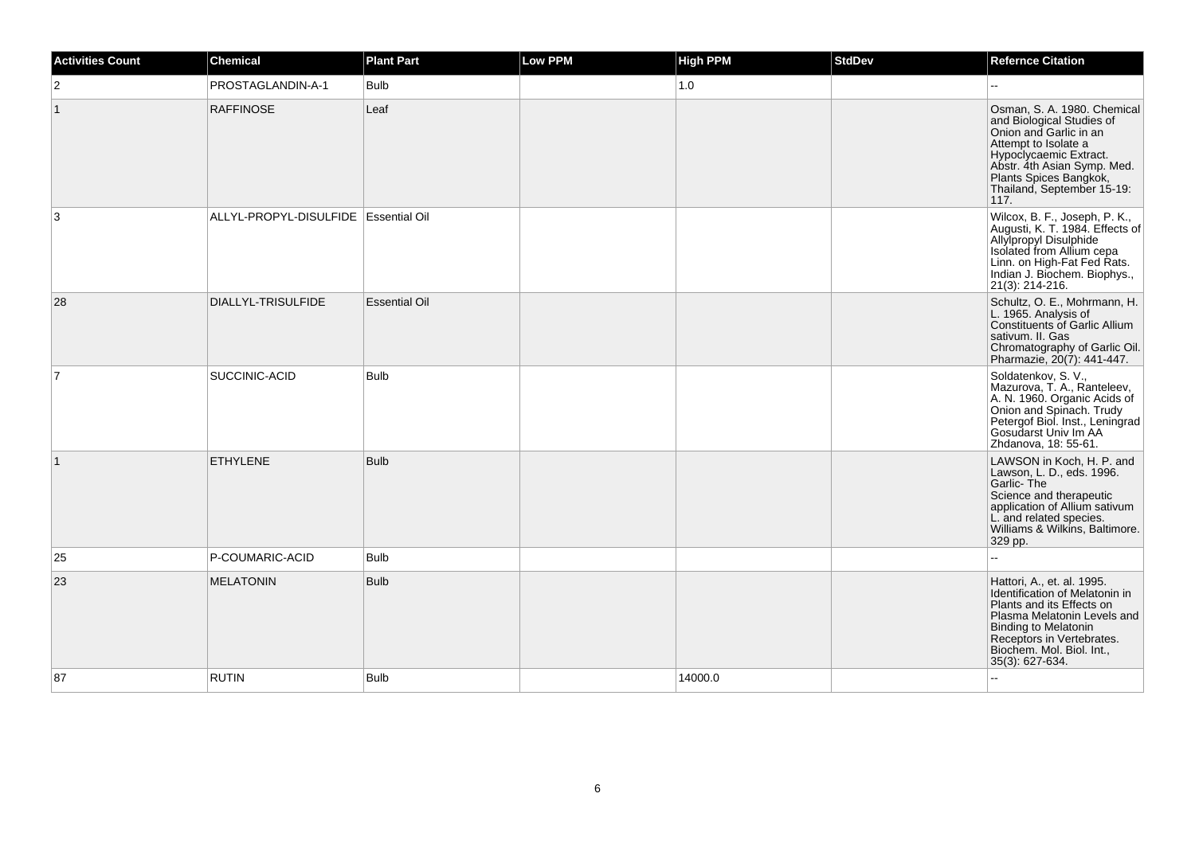| Activities Count | Chemical | Plant Part | Low PPM | High PPM | StdDev | Refernce Citation |
|---|---|---|---|---|---|---|
| 2 | PROSTAGLANDIN-A-1 | Bulb | | 1.0 | | -- |
| 1 | RAFFINOSE | Leaf | | | | Osman, S. A. 1980. Chemical and Biological Studies of Onion and Garlic in an Attempt to Isolate a Hypoclycaemic Extract. Abstr. 4th Asian Symp. Med. Plants Spices Bangkok, Thailand, September 15-19: 117. |
| 3 | ALLYL-PROPYL-DISULFIDE | Essential Oil | | | | Wilcox, B. F., Joseph, P. K., Augusti, K. T. 1984. Effects of Allylpropyl Disulphide Isolated from Allium cepa Linn. on High-Fat Fed Rats. Indian J. Biochem. Biophys., 21(3): 214-216. |
| 28 | DIALLYL-TRISULFIDE | Essential Oil | | | | Schultz, O. E., Mohrmann, H. L. 1965. Analysis of Constituents of Garlic Allium sativum. II. Gas Chromatography of Garlic Oil. Pharmazie, 20(7): 441-447. |
| 7 | SUCCINIC-ACID | Bulb | | | | Soldatenkov, S. V., Mazurova, T. A., Ranteleev, A. N. 1960. Organic Acids of Onion and Spinach. Trudy Petergof Biol. Inst., Leningrad Gosudarst Univ Im AA Zhdanova, 18: 55-61. |
| 1 | ETHYLENE | Bulb | | | | LAWSON in Koch, H. P. and Lawson, L. D., eds. 1996. Garlic- The Science and therapeutic application of Allium sativum L. and related species. Williams & Wilkins, Baltimore. 329 pp. |
| 25 | P-COUMARIC-ACID | Bulb | | | | -- |
| 23 | MELATONIN | Bulb | | | | Hattori, A., et. al. 1995. Identification of Melatonin in Plants and its Effects on Plasma Melatonin Levels and Binding to Melatonin Receptors in Vertebrates. Biochem. Mol. Biol. Int., 35(3): 627-634. |
| 87 | RUTIN | Bulb | | 14000.0 | | -- |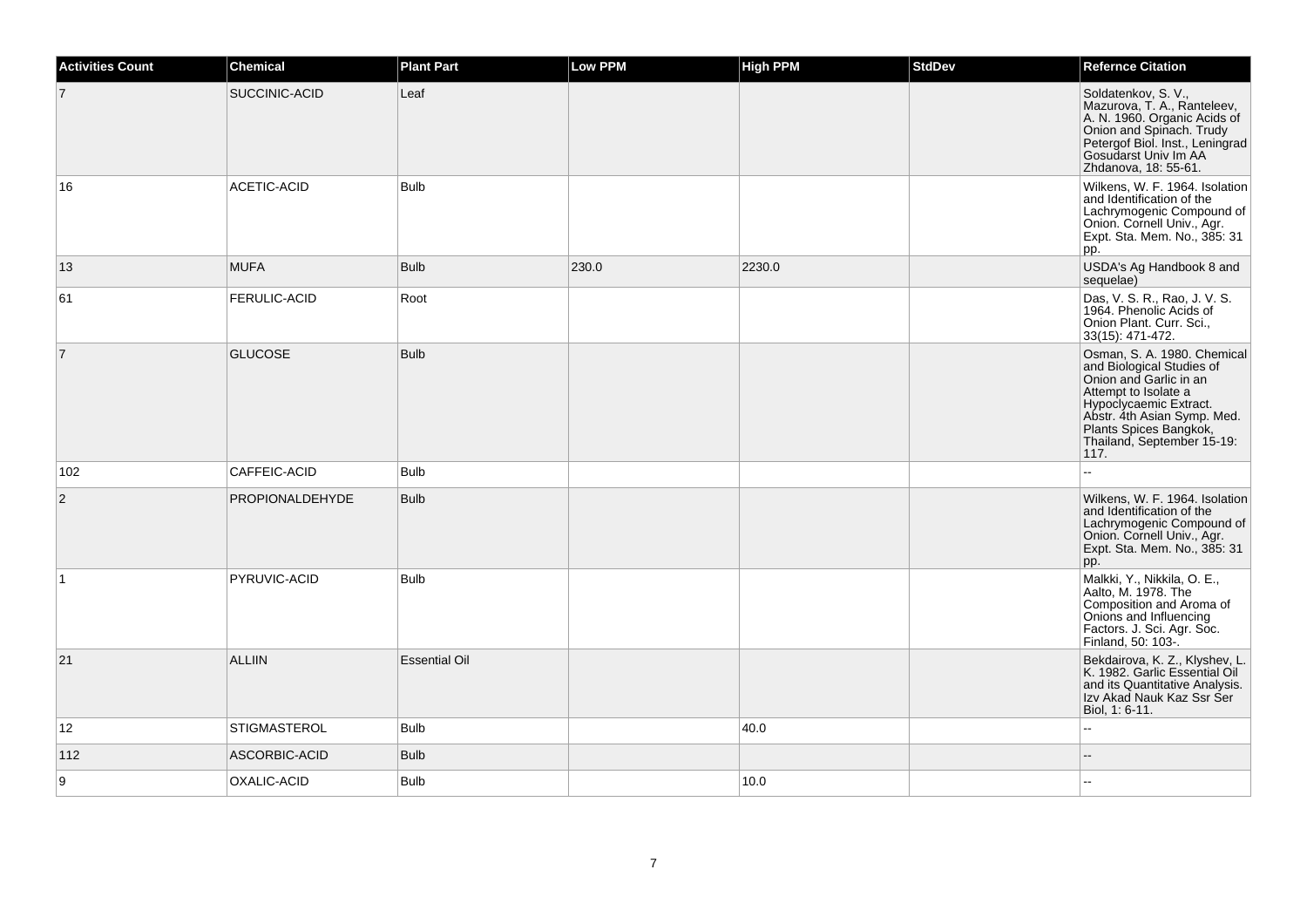| Activities Count | Chemical | Plant Part | Low PPM | High PPM | StdDev | Refernce Citation |
| --- | --- | --- | --- | --- | --- | --- |
| 7 | SUCCINIC-ACID | Leaf | | | | Soldatenkov, S. V., Mazurova, T. A., Ranteleev, A. N. 1960. Organic Acids of Onion and Spinach. Trudy Petergof Biol. Inst., Leningrad Gosudarst Univ Im AA Zhdanova, 18: 55-61. |
| 16 | ACETIC-ACID | Bulb | | | | Wilkens, W. F. 1964. Isolation and Identification of the Lachrymogenic Compound of Onion. Cornell Univ., Agr. Expt. Sta. Mem. No., 385: 31 pp. |
| 13 | MUFA | Bulb | 230.0 | 2230.0 | | USDA's Ag Handbook 8 and sequelae) |
| 61 | FERULIC-ACID | Root | | | | Das, V. S. R., Rao, J. V. S. 1964. Phenolic Acids of Onion Plant. Curr. Sci., 33(15): 471-472. |
| 7 | GLUCOSE | Bulb | | | | Osman, S. A. 1980. Chemical and Biological Studies of Onion and Garlic in an Attempt to Isolate a Hypoclycaemic Extract. Abstr. 4th Asian Symp. Med. Plants Spices Bangkok, Thailand, September 15-19: 117. |
| 102 | CAFFEIC-ACID | Bulb | | | | -- |
| 2 | PROPIONALDEHYDE | Bulb | | | | Wilkens, W. F. 1964. Isolation and Identification of the Lachrymogenic Compound of Onion. Cornell Univ., Agr. Expt. Sta. Mem. No., 385: 31 pp. |
| 1 | PYRUVIC-ACID | Bulb | | | | Malkki, Y., Nikkila, O. E., Aalto, M. 1978. The Composition and Aroma of Onions and Influencing Factors. J. Sci. Agr. Soc. Finland, 50: 103-. |
| 21 | ALLIIN | Essential Oil | | | | Bekdairova, K. Z., Klyshev, L. K. 1982. Garlic Essential Oil and its Quantitative Analysis. Izv Akad Nauk Kaz Ssr Ser Biol, 1: 6-11. |
| 12 | STIGMASTEROL | Bulb | | 40.0 | | -- |
| 112 | ASCORBIC-ACID | Bulb | | | | -- |
| 9 | OXALIC-ACID | Bulb | | 10.0 | | -- |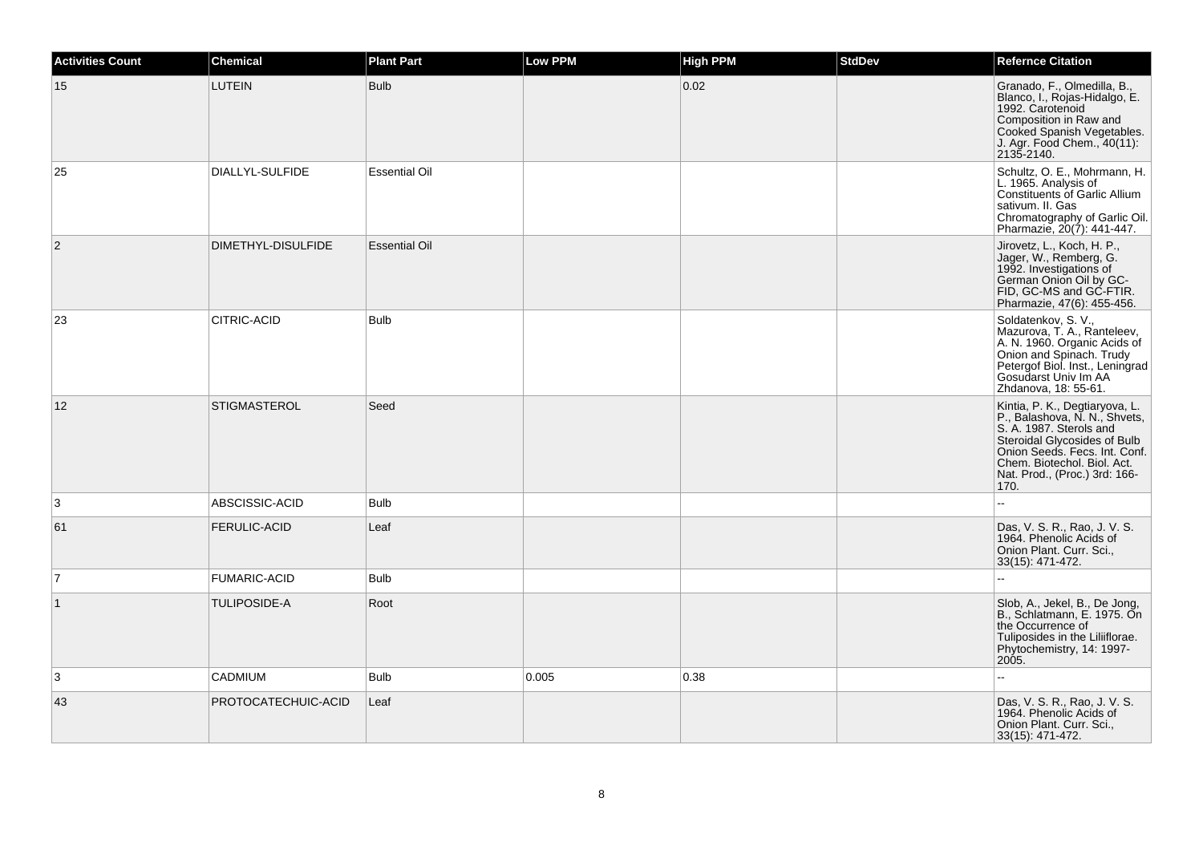| Activities Count | Chemical | Plant Part | Low PPM | High PPM | StdDev | Refernce Citation |
|---|---|---|---|---|---|---|
| 15 | LUTEIN | Bulb | | 0.02 | | Granado, F., Olmedilla, B., Blanco, I., Rojas-Hidalgo, E. 1992. Carotenoid Composition in Raw and Cooked Spanish Vegetables. J. Agr. Food Chem., 40(11): 2135-2140. |
| 25 | DIALLYL-SULFIDE | Essential Oil | | | | Schultz, O. E., Mohrmann, H. L. 1965. Analysis of Constituents of Garlic Allium sativum. II. Gas Chromatography of Garlic Oil. Pharmazie, 20(7): 441-447. |
| 2 | DIMETHYL-DISULFIDE | Essential Oil | | | | Jirovetz, L., Koch, H. P., Jager, W., Remberg, G. 1992. Investigations of German Onion Oil by GC-FID, GC-MS and GC-FTIR. Pharmazie, 47(6): 455-456. |
| 23 | CITRIC-ACID | Bulb | | | | Soldatenkov, S. V., Mazurova, T. A., Ranteleev, A. N. 1960. Organic Acids of Onion and Spinach. Trudy Petergof Biol. Inst., Leningrad Gosudarst Univ Im AA Zhdanova, 18: 55-61. |
| 12 | STIGMASTEROL | Seed | | | | Kintia, P. K., Degtiaryova, L. P., Balashova, N. N., Shvets, S. A. 1987. Sterols and Steroidal Glycosides of Bulb Onion Seeds. Fecs. Int. Conf. Chem. Biotechol. Biol. Act. Nat. Prod., (Proc.) 3rd: 166-170. |
| 3 | ABSCISSIC-ACID | Bulb | | | | -- |
| 61 | FERULIC-ACID | Leaf | | | | Das, V. S. R., Rao, J. V. S. 1964. Phenolic Acids of Onion Plant. Curr. Sci., 33(15): 471-472. |
| 7 | FUMARIC-ACID | Bulb | | | | -- |
| 1 | TULIPOSIDE-A | Root | | | | Slob, A., Jekel, B., De Jong, B., Schlatmann, E. 1975. On the Occurrence of Tuliposides in the Liliiflorae. Phytochemistry, 14: 1997-2005. |
| 3 | CADMIUM | Bulb | 0.005 | 0.38 | | -- |
| 43 | PROTOCATECHUIC-ACID | Leaf | | | | Das, V. S. R., Rao, J. V. S. 1964. Phenolic Acids of Onion Plant. Curr. Sci., 33(15): 471-472. |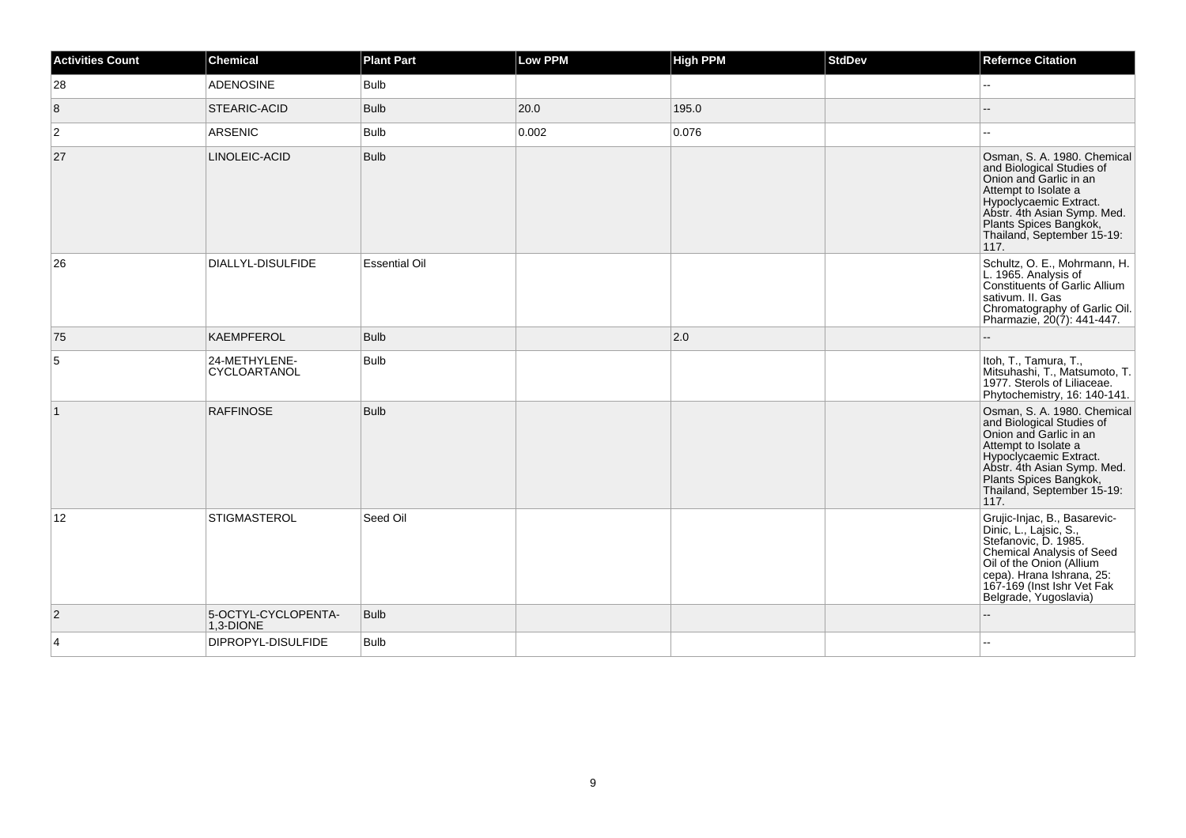| Activities Count | Chemical | Plant Part | Low PPM | High PPM | StdDev | Refernce Citation |
|---|---|---|---|---|---|---|
| 28 | ADENOSINE | Bulb | | | | -- |
| 8 | STEARIC-ACID | Bulb | 20.0 | 195.0 | | -- |
| 2 | ARSENIC | Bulb | 0.002 | 0.076 | | -- |
| 27 | LINOLEIC-ACID | Bulb | | | | Osman, S. A. 1980. Chemical and Biological Studies of Onion and Garlic in an Attempt to Isolate a Hypoclycaemic Extract. Abstr. 4th Asian Symp. Med. Plants Spices Bangkok, Thailand, September 15-19: 117. |
| 26 | DIALLYL-DISULFIDE | Essential Oil | | | | Schultz, O. E., Mohrmann, H. L. 1965. Analysis of Constituents of Garlic Allium sativum. II. Gas Chromatography of Garlic Oil. Pharmazie, 20(7): 441-447. |
| 75 | KAEMPFEROL | Bulb | | 2.0 | | -- |
| 5 | 24-METHYLENE-CYCLOARTANOL | Bulb | | | | Itoh, T., Tamura, T., Mitsuhashi, T., Matsumoto, T. 1977. Sterols of Liliaceae. Phytochemistry, 16: 140-141. |
| 1 | RAFFINOSE | Bulb | | | | Osman, S. A. 1980. Chemical and Biological Studies of Onion and Garlic in an Attempt to Isolate a Hypoclycaemic Extract. Abstr. 4th Asian Symp. Med. Plants Spices Bangkok, Thailand, September 15-19: 117. |
| 12 | STIGMASTEROL | Seed Oil | | | | Grujic-Injac, B., Basarevic-Dinic, L., Lajsic, S., Stefanovic, D. 1985. Chemical Analysis of Seed Oil of the Onion (Allium cepa). Hrana Ishrana, 25: 167-169 (Inst Ishr Vet Fak Belgrade, Yugoslavia) |
| 2 | 5-OCTYL-CYCLOPENTA-1,3-DIONE | Bulb | | | | -- |
| 4 | DIPROPYL-DISULFIDE | Bulb | | | | -- |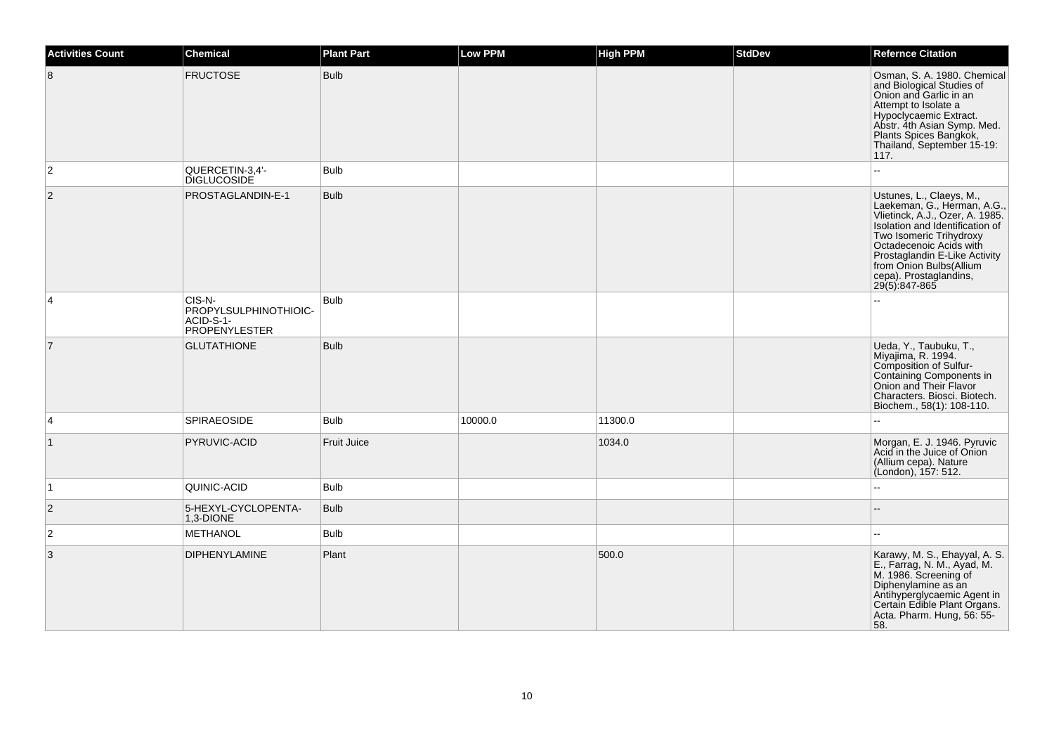| Activities Count | Chemical | Plant Part | Low PPM | High PPM | StdDev | Refernce Citation |
| --- | --- | --- | --- | --- | --- | --- |
| 8 | FRUCTOSE | Bulb | | | | Osman, S. A. 1980. Chemical and Biological Studies of Onion and Garlic in an Attempt to Isolate a Hypoclycaemic Extract. Abstr. 4th Asian Symp. Med. Plants Spices Bangkok, Thailand, September 15-19: 117. |
| 2 | QUERCETIN-3,4'-DIGLUCOSIDE | Bulb | | | | -- |
| 2 | PROSTAGLANDIN-E-1 | Bulb | | | | Ustunes, L., Claeys, M., Laekeman, G., Herman, A.G., Vlietinck, A.J., Ozer, A. 1985. Isolation and Identification of Two Isomeric Trihydroxy Octadecenoic Acids with Prostaglandin E-Like Activity from Onion Bulbs(Allium cepa). Prostaglandins, 29(5):847-865 |
| 4 | CIS-N-PROPYLSULPHINOTHIOIC-ACID-S-1-PROPENYLESTER | Bulb | | | | -- |
| 7 | GLUTATHIONE | Bulb | | | | Ueda, Y., Taubuku, T., Miyajima, R. 1994. Composition of Sulfur-Containing Components in Onion and Their Flavor Characters. Biosci. Biotech. Biochem., 58(1): 108-110. |
| 4 | SPIRAEOSIDE | Bulb | 10000.0 | 11300.0 | | -- |
| 1 | PYRUVIC-ACID | Fruit Juice | | 1034.0 | | Morgan, E. J. 1946. Pyruvic Acid in the Juice of Onion (Allium cepa). Nature (London), 157: 512. |
| 1 | QUINIC-ACID | Bulb | | | | -- |
| 2 | 5-HEXYL-CYCLOPENTA-1,3-DIONE | Bulb | | | | -- |
| 2 | METHANOL | Bulb | | | | -- |
| 3 | DIPHENYLAMINE | Plant | | 500.0 | | Karawy, M. S., Ehayyal, A. S. E., Farrag, N. M., Ayad, M. M. 1986. Screening of Diphenylamine as an Antihyperglycaemic Agent in Certain Edible Plant Organs. Acta. Pharm. Hung, 56: 55-58. |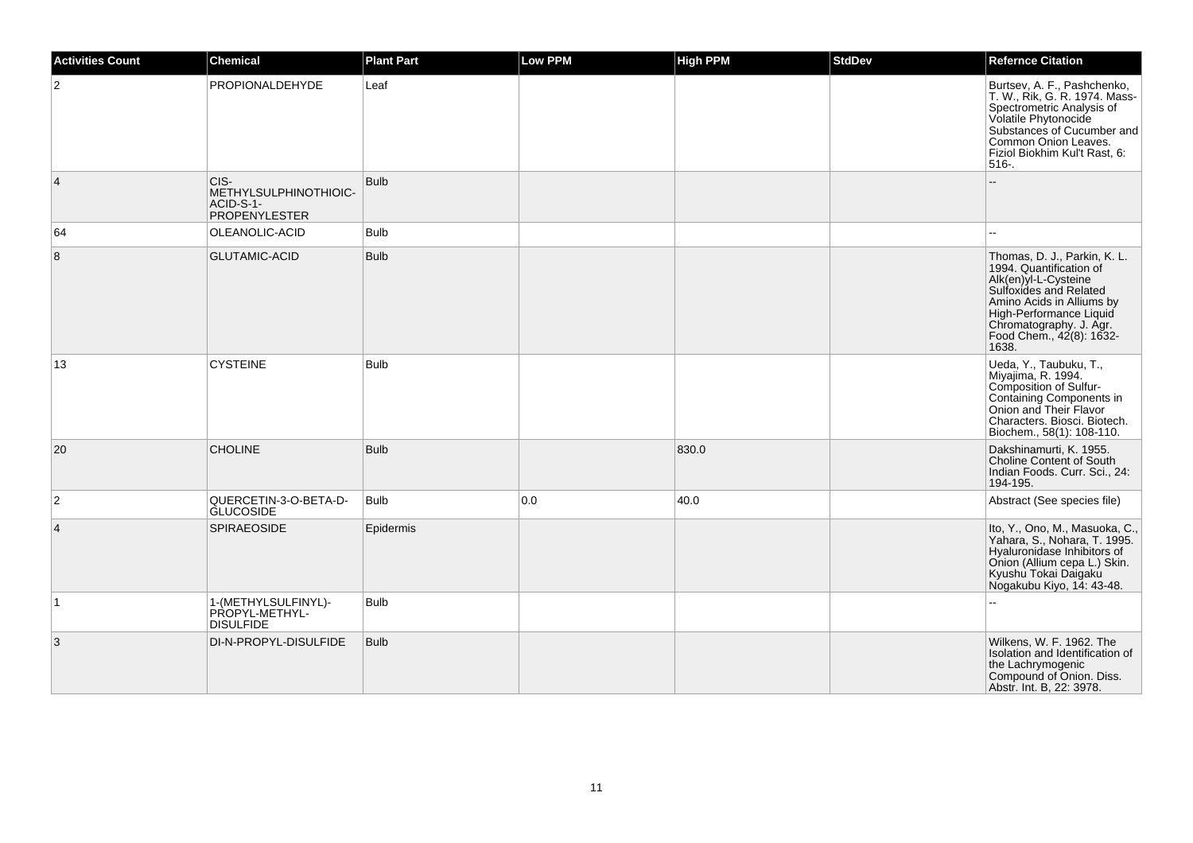| Activities Count | Chemical | Plant Part | Low PPM | High PPM | StdDev | Refernce Citation |
|---|---|---|---|---|---|---|
| 2 | PROPIONALDEHYDE | Leaf | | | | Burtsev, A. F., Pashchenko, T. W., Rik, G. R. 1974. Mass-Spectrometric Analysis of Volatile Phytonocide Substances of Cucumber and Common Onion Leaves. Fiziol Biokhim Kul't Rast, 6: 516-. |
| 4 | CIS-METHYLSULPHINOTHIOIC-ACID-S-1-PROPENYLESTER | Bulb | | | | -- |
| 64 | OLEANOLIC-ACID | Bulb | | | | -- |
| 8 | GLUTAMIC-ACID | Bulb | | | | Thomas, D. J., Parkin, K. L. 1994. Quantification of Alk(en)yl-L-Cysteine Sulfoxides and Related Amino Acids in Alliums by High-Performance Liquid Chromatography. J. Agr. Food Chem., 42(8): 1632-1638. |
| 13 | CYSTEINE | Bulb | | | | Ueda, Y., Taubuku, T., Miyajima, R. 1994. Composition of Sulfur-Containing Components in Onion and Their Flavor Characters. Biosci. Biotech. Biochem., 58(1): 108-110. |
| 20 | CHOLINE | Bulb | | 830.0 | | Dakshinamurti, K. 1955. Choline Content of South Indian Foods. Curr. Sci., 24: 194-195. |
| 2 | QUERCETIN-3-O-BETA-D-GLUCOSIDE | Bulb | 0.0 | 40.0 | | Abstract (See species file) |
| 4 | SPIRAEOSIDE | Epidermis | | | | Ito, Y., Ono, M., Masuoka, C., Yahara, S., Nohara, T. 1995. Hyaluronidase Inhibitors of Onion (Allium cepa L.) Skin. Kyushu Tokai Daigaku Nogakubu Kiyo, 14: 43-48. |
| 1 | 1-(METHYLSULFINYL)-PROPYL-METHYL-DISULFIDE | Bulb | | | | -- |
| 3 | DI-N-PROPYL-DISULFIDE | Bulb | | | | Wilkens, W. F. 1962. The Isolation and Identification of the Lachrymogenic Compound of Onion. Diss. Abstr. Int. B, 22: 3978. |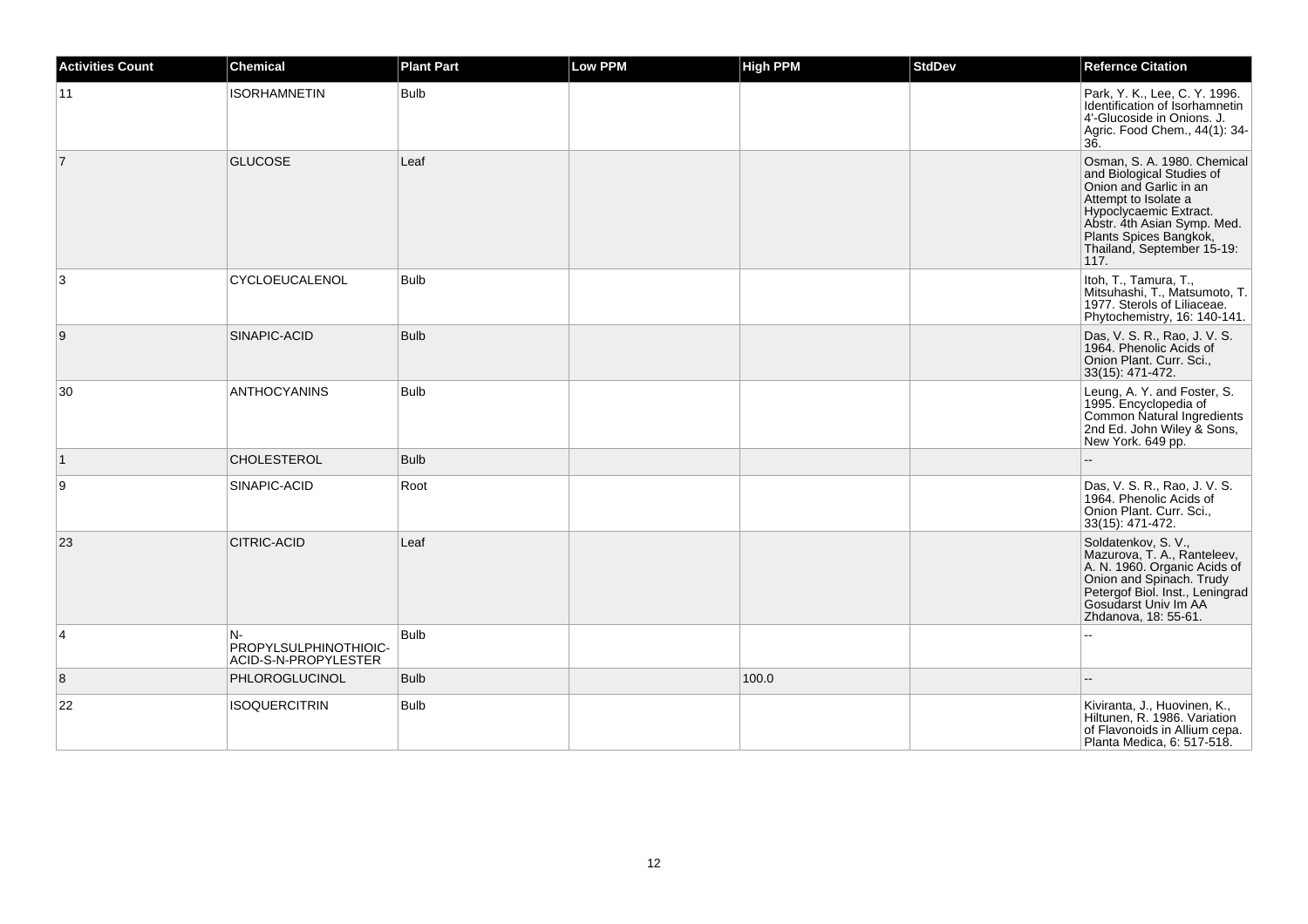| Activities Count | Chemical | Plant Part | Low PPM | High PPM | StdDev | Refernce Citation |
| --- | --- | --- | --- | --- | --- | --- |
| 11 | ISORHAMNETIN | Bulb | | | | Park, Y. K., Lee, C. Y. 1996. Identification of Isorhamnetin 4'-Glucoside in Onions. J. Agric. Food Chem., 44(1): 34-36. |
| 7 | GLUCOSE | Leaf | | | | Osman, S. A. 1980. Chemical and Biological Studies of Onion and Garlic in an Attempt to Isolate a Hypoclycaemic Extract. Abstr. 4th Asian Symp. Med. Plants Spices Bangkok, Thailand, September 15-19: 117. |
| 3 | CYCLOEUCALENOL | Bulb | | | | Itoh, T., Tamura, T., Mitsuhashi, T., Matsumoto, T. 1977. Sterols of Liliaceae. Phytochemistry, 16: 140-141. |
| 9 | SINAPIC-ACID | Bulb | | | | Das, V. S. R., Rao, J. V. S. 1964. Phenolic Acids of Onion Plant. Curr. Sci., 33(15): 471-472. |
| 30 | ANTHOCYANINS | Bulb | | | | Leung, A. Y. and Foster, S. 1995. Encyclopedia of Common Natural Ingredients 2nd Ed. John Wiley & Sons, New York. 649 pp. |
| 1 | CHOLESTEROL | Bulb | | | | -- |
| 9 | SINAPIC-ACID | Root | | | | Das, V. S. R., Rao, J. V. S. 1964. Phenolic Acids of Onion Plant. Curr. Sci., 33(15): 471-472. |
| 23 | CITRIC-ACID | Leaf | | | | Soldatenkov, S. V., Mazurova, T. A., Ranteleev, A. N. 1960. Organic Acids of Onion and Spinach. Trudy Petergof Biol. Inst., Leningrad Gosudarst Univ Im AA Zhdanova, 18: 55-61. |
| 4 | N-PROPYLSULPHINOTHIOIC-ACID-S-N-PROPYLESTER | Bulb | | | | -- |
| 8 | PHLOROGLUCINOL | Bulb | | 100.0 | | -- |
| 22 | ISOQUERCITRIN | Bulb | | | | Kiviranta, J., Huovinen, K., Hiltunen, R. 1986. Variation of Flavonoids in Allium cepa. Planta Medica, 6: 517-518. |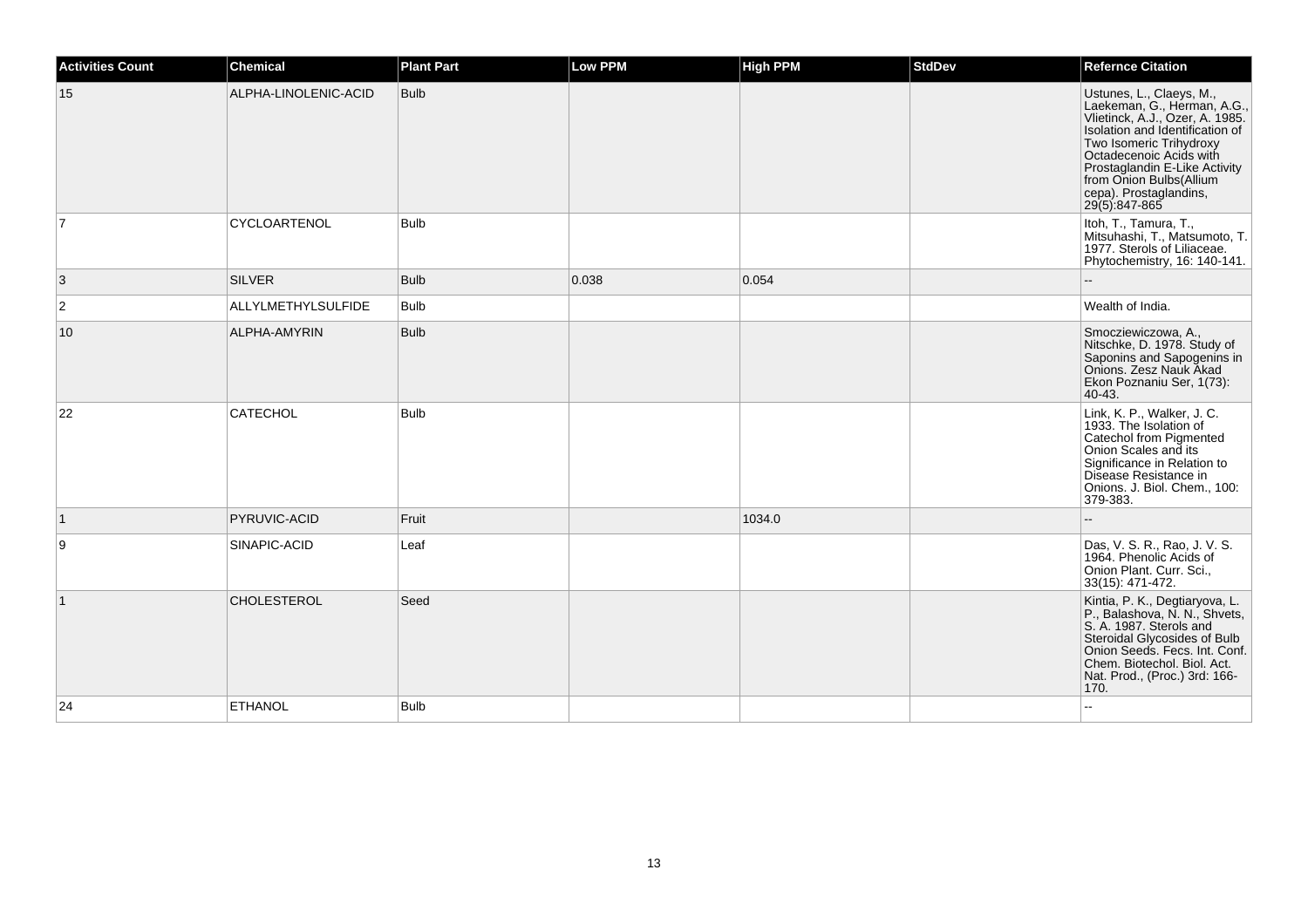| Activities Count | Chemical | Plant Part | Low PPM | High PPM | StdDev | Refernce Citation |
| --- | --- | --- | --- | --- | --- | --- |
| 15 | ALPHA-LINOLENIC-ACID | Bulb | | | | Ustunes, L., Claeys, M., Laekeman, G., Herman, A.G., Vlietinck, A.J., Ozer, A. 1985. Isolation and Identification of Two Isomeric Trihydroxy Octadecenoic Acids with Prostaglandin E-Like Activity from Onion Bulbs(Allium cepa). Prostaglandins, 29(5):847-865 |
| 7 | CYCLOARTENOL | Bulb | | | | Itoh, T., Tamura, T., Mitsuhashi, T., Matsumoto, T. 1977. Sterols of Liliaceae. Phytochemistry, 16: 140-141. |
| 3 | SILVER | Bulb | 0.038 | 0.054 | | -- |
| 2 | ALLYLMETHYLSULFIDE | Bulb | | | | Wealth of India. |
| 10 | ALPHA-AMYRIN | Bulb | | | | Smocziewiczowa, A., Nitschke, D. 1978. Study of Saponins and Sapogenins in Onions. Zesz Nauk Akad Ekon Poznaniu Ser, 1(73): 40-43. |
| 22 | CATECHOL | Bulb | | | | Link, K. P., Walker, J. C. 1933. The Isolation of Catechol from Pigmented Onion Scales and its Significance in Relation to Disease Resistance in Onions. J. Biol. Chem., 100: 379-383. |
| 1 | PYRUVIC-ACID | Fruit | | 1034.0 | | -- |
| 9 | SINAPIC-ACID | Leaf | | | | Das, V. S. R., Rao, J. V. S. 1964. Phenolic Acids of Onion Plant. Curr. Sci., 33(15): 471-472. |
| 1 | CHOLESTEROL | Seed | | | | Kintia, P. K., Degtiaryova, L. P., Balashova, N. N., Shvets, S. A. 1987. Sterols and Steroidal Glycosides of Bulb Onion Seeds. Fecs. Int. Conf. Chem. Biotechol. Biol. Act. Nat. Prod., (Proc.) 3rd: 166-170. |
| 24 | ETHANOL | Bulb | | | | -- |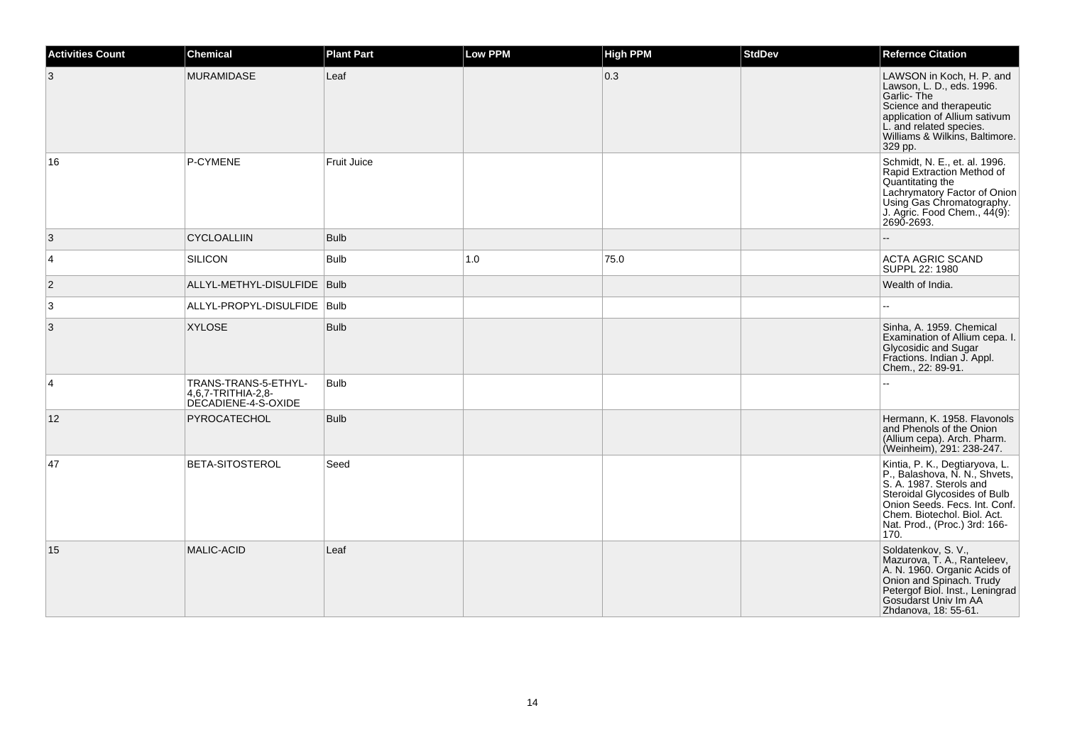| Activities Count | Chemical | Plant Part | Low PPM | High PPM | StdDev | Refernce Citation |
| --- | --- | --- | --- | --- | --- | --- |
| 3 | MURAMIDASE | Leaf | | 0.3 | | LAWSON in Koch, H. P. and Lawson, L. D., eds. 1996. Garlic- The Science and therapeutic application of Allium sativum L. and related species. Williams & Wilkins, Baltimore. 329 pp. |
| 16 | P-CYMENE | Fruit Juice | | | | Schmidt, N. E., et. al. 1996. Rapid Extraction Method of Quantitating the Lachrymatory Factor of Onion Using Gas Chromatography. J. Agric. Food Chem., 44(9): 2690-2693. |
| 3 | CYCLOALLIIN | Bulb | | | | -- |
| 4 | SILICON | Bulb | 1.0 | 75.0 | | ACTA AGRIC SCAND SUPPL 22: 1980 |
| 2 | ALLYL-METHYL-DISULFIDE | Bulb | | | | Wealth of India. |
| 3 | ALLYL-PROPYL-DISULFIDE | Bulb | | | | -- |
| 3 | XYLOSE | Bulb | | | | Sinha, A. 1959. Chemical Examination of Allium cepa. I. Glycosidic and Sugar Fractions. Indian J. Appl. Chem., 22: 89-91. |
| 4 | TRANS-TRANS-5-ETHYL-4,6,7-TRITHIA-2,8-DECADIENE-4-S-OXIDE | Bulb | | | | -- |
| 12 | PYROCATECHOL | Bulb | | | | Hermann, K. 1958. Flavonols and Phenols of the Onion (Allium cepa). Arch. Pharm. (Weinheim), 291: 238-247. |
| 47 | BETA-SITOSTEROL | Seed | | | | Kintia, P. K., Degtiaryova, L. P., Balashova, N. N., Shvets, S. A. 1987. Sterols and Steroidal Glycosides of Bulb Onion Seeds. Fecs. Int. Conf. Chem. Biotechol. Biol. Act. Nat. Prod., (Proc.) 3rd: 166-170. |
| 15 | MALIC-ACID | Leaf | | | | Soldatenkov, S. V., Mazurova, T. A., Ranteleev, A. N. 1960. Organic Acids of Onion and Spinach. Trudy Petergof Biol. Inst., Leningrad Gosudarst Univ Im AA Zhdanova, 18: 55-61. |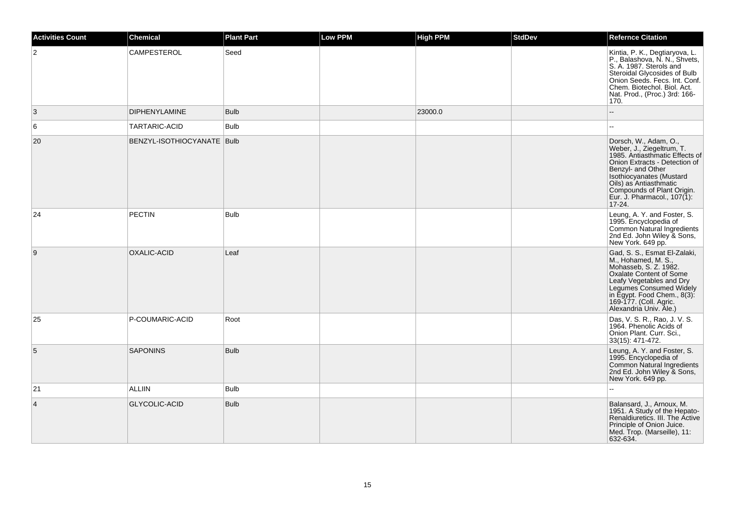| Activities Count | Chemical | Plant Part | Low PPM | High PPM | StdDev | Refernce Citation |
| --- | --- | --- | --- | --- | --- | --- |
| 2 | CAMPESTEROL | Seed | | | | Kintia, P. K., Degtiaryova, L. P., Balashova, N. N., Shvets, S. A. 1987. Sterols and Steroidal Glycosides of Bulb Onion Seeds. Fecs. Int. Conf. Chem. Biotechol. Biol. Act. Nat. Prod., (Proc.) 3rd: 166-170. |
| 3 | DIPHENYLAMINE | Bulb | | 23000.0 | | -- |
| 6 | TARTARIC-ACID | Bulb | | | | -- |
| 20 | BENZYL-ISOTHIOCYANATE | Bulb | | | | Dorsch, W., Adam, O., Weber, J., Ziegeltrum, T. 1985. Antiasthmatic Effects of Onion Extracts - Detection of Benzyl- and Other Isothiocyanates (Mustard Oils) as Antiasthmatic Compounds of Plant Origin. Eur. J. Pharmacol., 107(1): 17-24. |
| 24 | PECTIN | Bulb | | | | Leung, A. Y. and Foster, S. 1995. Encyclopedia of Common Natural Ingredients 2nd Ed. John Wiley & Sons, New York. 649 pp. |
| 9 | OXALIC-ACID | Leaf | | | | Gad, S. S., Esmat El-Zalaki, M., Hohamed, M. S., Mohasseb, S. Z. 1982. Oxalate Content of Some Leafy Vegetables and Dry Legumes Consumed Widely in Egypt. Food Chem., 8(3): 169-177. (Coll. Agric. Alexandria Univ. Ale.) |
| 25 | P-COUMARIC-ACID | Root | | | | Das, V. S. R., Rao, J. V. S. 1964. Phenolic Acids of Onion Plant. Curr. Sci., 33(15): 471-472. |
| 5 | SAPONINS | Bulb | | | | Leung, A. Y. and Foster, S. 1995. Encyclopedia of Common Natural Ingredients 2nd Ed. John Wiley & Sons, New York. 649 pp. |
| 21 | ALLIIN | Bulb | | | | -- |
| 4 | GLYCOLIC-ACID | Bulb | | | | Balansard, J., Arnoux, M. 1951. A Study of the Hepato-Renaldiuretics. III. The Active Principle of Onion Juice. Med. Trop. (Marseille), 11: 632-634. |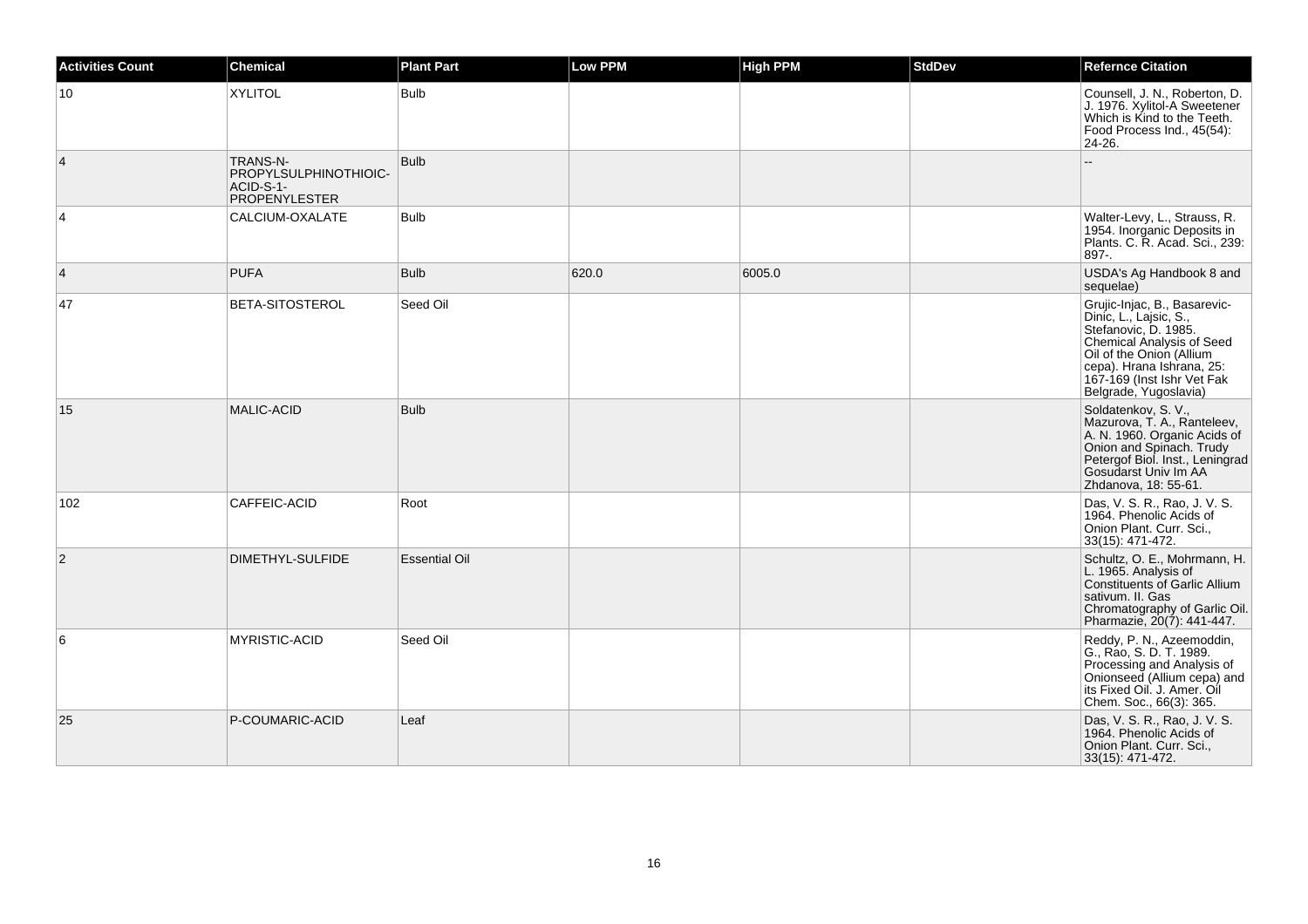| Activities Count | Chemical | Plant Part | Low PPM | High PPM | StdDev | Refernce Citation |
|---|---|---|---|---|---|---|
| 10 | XYLITOL | Bulb | | | | Counsell, J. N., Roberton, D. J. 1976. Xylitol-A Sweetener Which is Kind to the Teeth. Food Process Ind., 45(54): 24-26. |
| 4 | TRANS-N-PROPYLSULPHINOTHIOIC-ACID-S-1-PROPENYLESTER | Bulb | | | | -- |
| 4 | CALCIUM-OXALATE | Bulb | | | | Walter-Levy, L., Strauss, R. 1954. Inorganic Deposits in Plants. C. R. Acad. Sci., 239: 897-. |
| 4 | PUFA | Bulb | 620.0 | 6005.0 | | USDA's Ag Handbook 8 and sequelae) |
| 47 | BETA-SITOSTEROL | Seed Oil | | | | Grujic-Injac, B., Basarevic-Dinic, L., Lajsic, S., Stefanovic, D. 1985. Chemical Analysis of Seed Oil of the Onion (Allium cepa). Hrana Ishrana, 25: 167-169 (Inst Ishr Vet Fak Belgrade, Yugoslavia) |
| 15 | MALIC-ACID | Bulb | | | | Soldatenkov, S. V., Mazurova, T. A., Ranteleev, A. N. 1960. Organic Acids of Onion and Spinach. Trudy Petergof Biol. Inst., Leningrad Gosudarst Univ Im AA Zhdanova, 18: 55-61. |
| 102 | CAFFEIC-ACID | Root | | | | Das, V. S. R., Rao, J. V. S. 1964. Phenolic Acids of Onion Plant. Curr. Sci., 33(15): 471-472. |
| 2 | DIMETHYL-SULFIDE | Essential Oil | | | | Schultz, O. E., Mohrmann, H. L. 1965. Analysis of Constituents of Garlic Allium sativum. II. Gas Chromatography of Garlic Oil. Pharmazie, 20(7): 441-447. |
| 6 | MYRISTIC-ACID | Seed Oil | | | | Reddy, P. N., Azeemoddin, G., Rao, S. D. T. 1989. Processing and Analysis of Onionseed (Allium cepa) and its Fixed Oil. J. Amer. Oil Chem. Soc., 66(3): 365. |
| 25 | P-COUMARIC-ACID | Leaf | | | | Das, V. S. R., Rao, J. V. S. 1964. Phenolic Acids of Onion Plant. Curr. Sci., 33(15): 471-472. |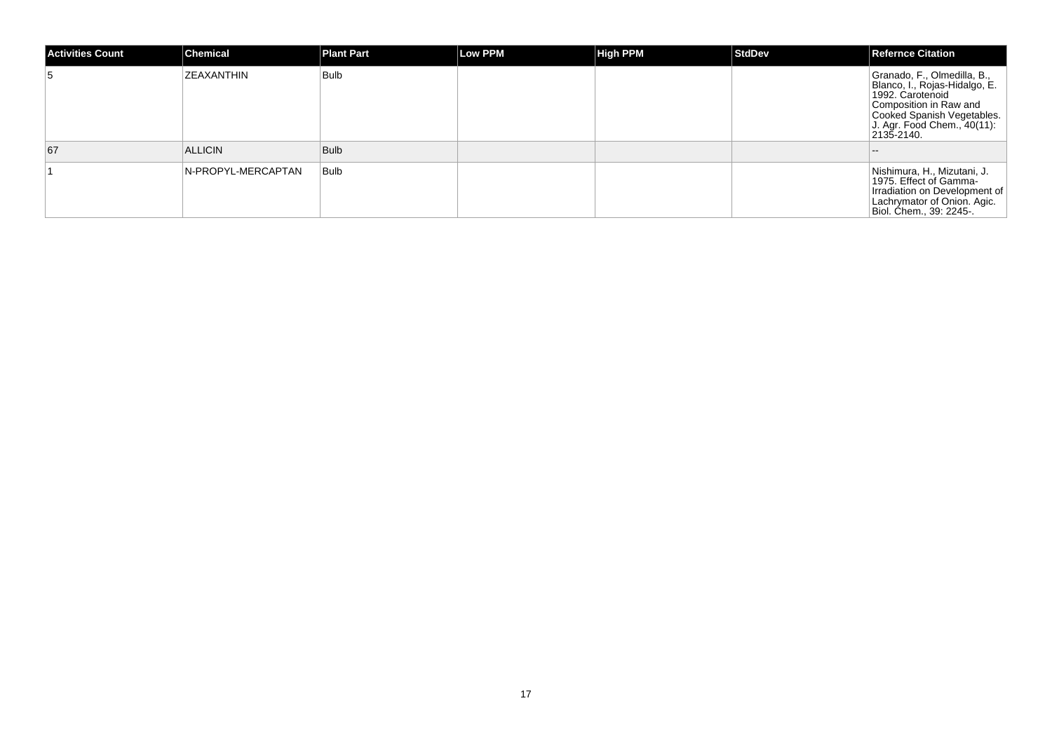| Activities Count | Chemical | Plant Part | Low PPM | High PPM | StdDev | Refernce Citation |
| --- | --- | --- | --- | --- | --- | --- |
| 5 | ZEAXANTHIN | Bulb | | | | Granado, F., Olmedilla, B., Blanco, I., Rojas-Hidalgo, E. 1992. Carotenoid Composition in Raw and Cooked Spanish Vegetables. J. Agr. Food Chem., 40(11): 2135-2140. |
| 67 | ALLICIN | Bulb | | | | -- |
| 1 | N-PROPYL-MERCAPTAN | Bulb | | | | Nishimura, H., Mizutani, J. 1975. Effect of Gamma-Irradiation on Development of Lachrymator of Onion. Agic. Biol. Chem., 39: 2245-. |